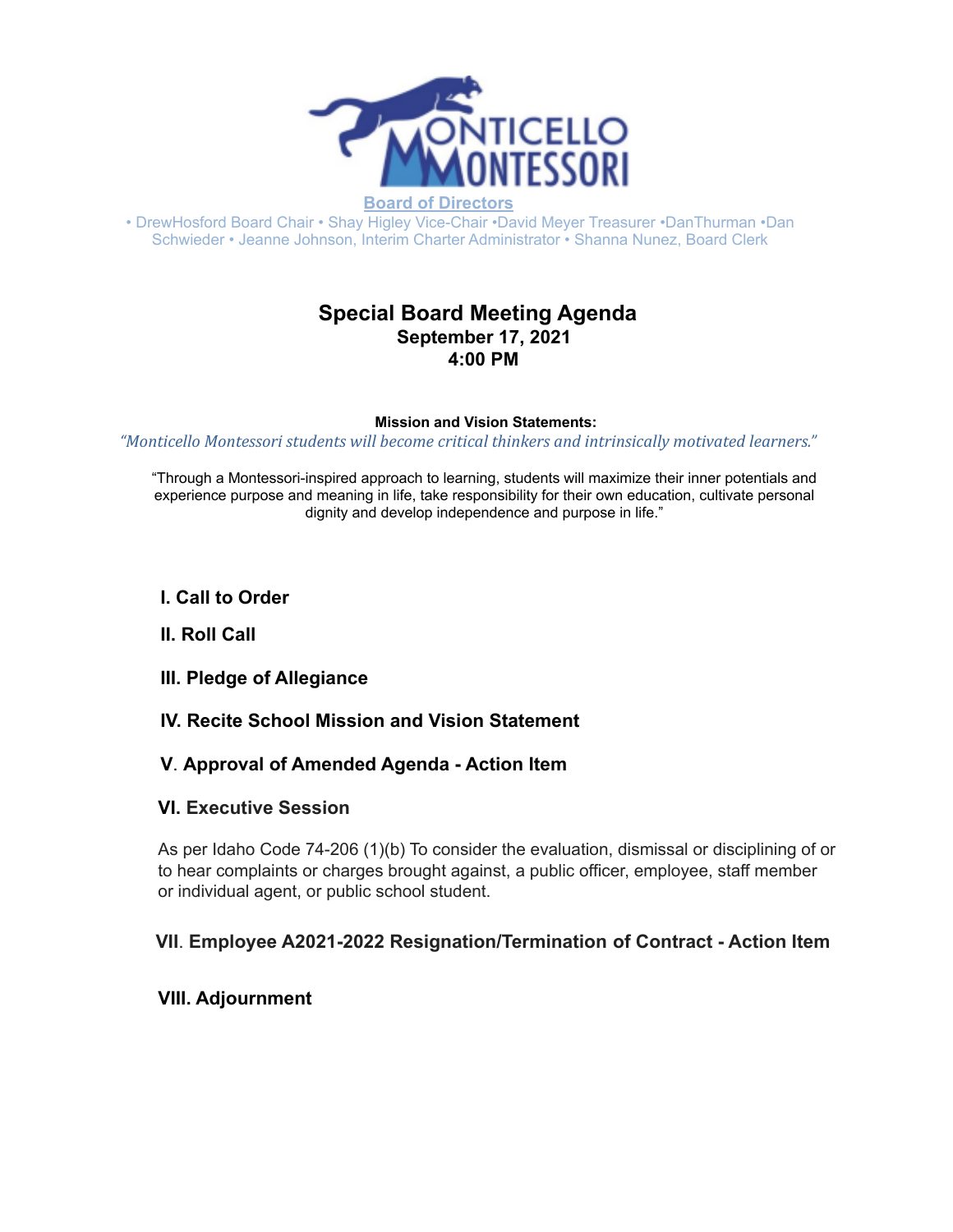MONTICELLO MONTESSORI

**Board of Directors**

• DrewHosford Board Chair • Shay Higley Vice-Chair •David Meyer Treasurer •DanThurman •Dan Schwieder • Jeanne Johnson, Interim Charter Administrator • Shanna Nunez, Board Clerk

# Special Board Meeting Agenda

**September 17, 2021**

**4:00 PM**

**Mission and Vision Statements:**

*"Monticello Montessori students will become critical thinkers and intrinsically motivated learners."*

"Through a Montessori-inspired approach to learning, students will maximize their inner potentials and experience purpose and meaning in life, take responsibility for their own education, cultivate personal dignity and develop independence and purpose in life."

## I. Call to Order

## II. Roll Call

## III. Pledge of Allegiance

## IV. Recite School Mission and Vision Statement

## V. Approval of Amended Agenda - Action Item

## VI. Executive Session

As per Idaho Code 74-206 (1)(b) To consider the evaluation, dismissal or disciplining of or to hear complaints or charges brought against, a public officer, employee, staff member or individual agent, or public school student.

## VII. Employee A2021-2022 Resignation/Termination of Contract - Action Item

## VIII. Adjournment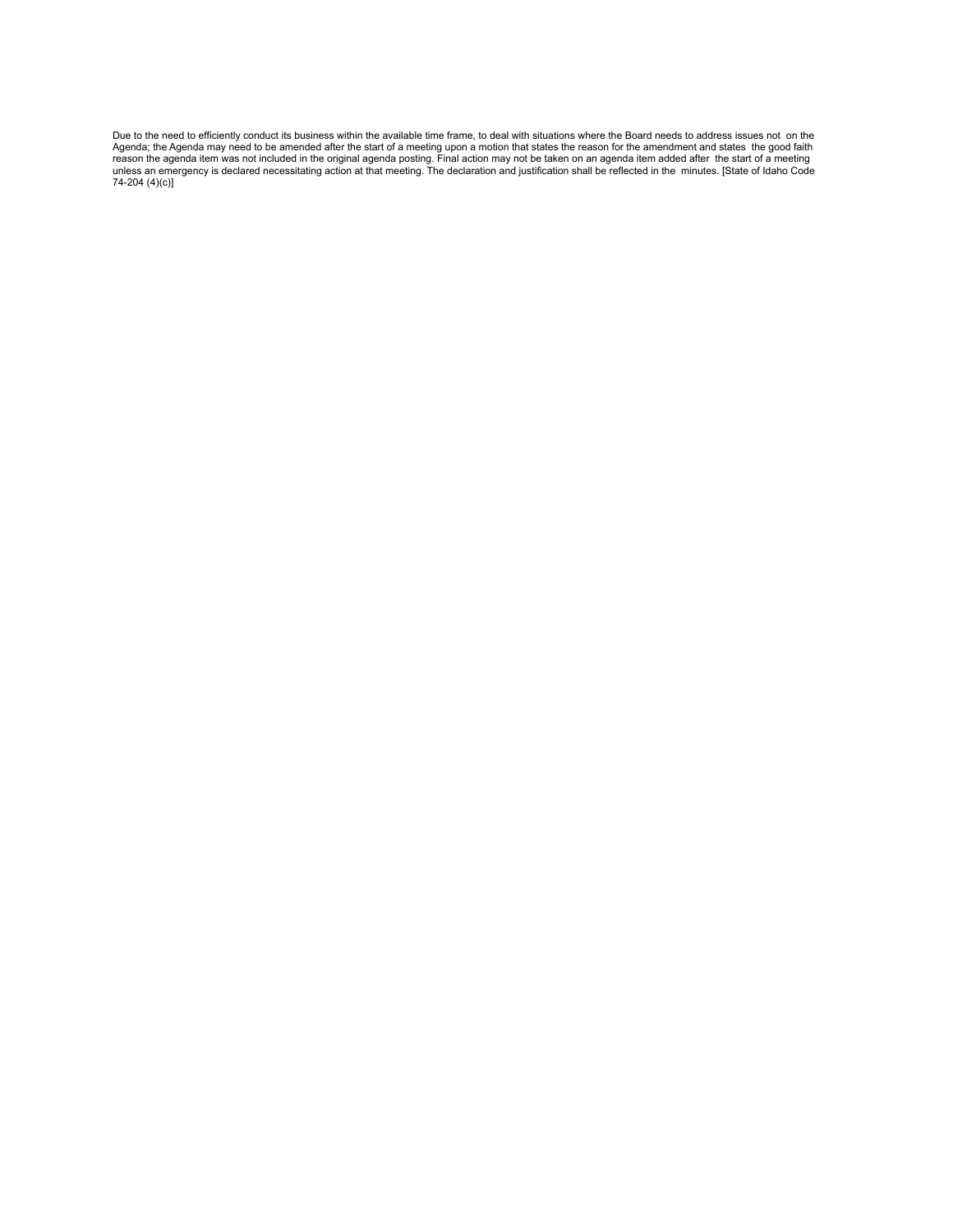Due to the need to efficiently conduct its business within the available time frame, to deal with situations where the Board needs to address issues not on the Agenda; the Agenda may need to be amended after the start of a meeting upon a motion that states the reason for the amendment and states the good faith reason the agenda item was not included in the original agenda posting. Final action may not be taken on an agenda item added after the start of a meeting unless an emergency is declared necessitating action at that meeting. The declaration and justification shall be reflected in the minutes. [State of Idaho Code 74-204 (4)(c)]